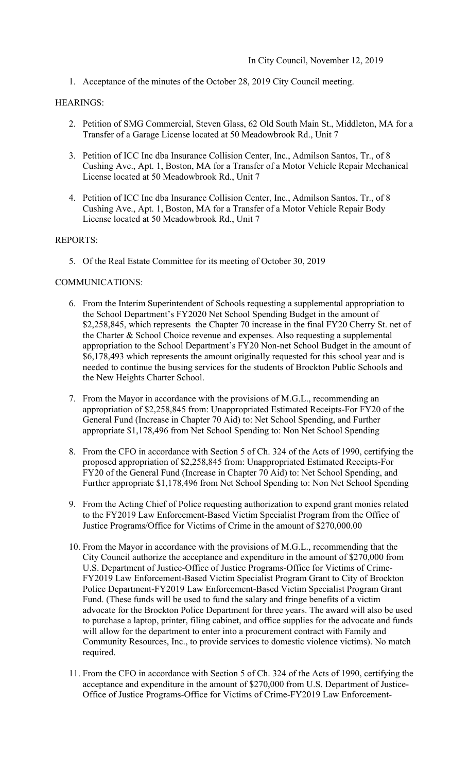In City Council, November 12, 2019

1. Acceptance of the minutes of the October 28, 2019 City Council meeting.

HEARINGS:

2. Petition of SMG Commercial, Steven Glass, 62 Old South Main St., Middleton, MA for a Transfer of a Garage License located at 50 Meadowbrook Rd., Unit 7

3. Petition of ICC Inc dba Insurance Collision Center, Inc., Admilson Santos, Tr., of 8 Cushing Ave., Apt. 1, Boston, MA for a Transfer of a Motor Vehicle Repair Mechanical License located at 50 Meadowbrook Rd., Unit 7

4. Petition of ICC Inc dba Insurance Collision Center, Inc., Admilson Santos, Tr., of 8 Cushing Ave., Apt. 1, Boston, MA for a Transfer of a Motor Vehicle Repair Body License located at 50 Meadowbrook Rd., Unit 7

REPORTS:

5. Of the Real Estate Committee for its meeting of October 30, 2019

COMMUNICATIONS:

6. From the Interim Superintendent of Schools requesting a supplemental appropriation to the School Department's FY2020 Net School Spending Budget in the amount of $2,258,845, which represents the Chapter 70 increase in the final FY20 Cherry St. net of the Charter & School Choice revenue and expenses. Also requesting a supplemental appropriation to the School Department's FY20 Non-net School Budget in the amount of $6,178,493 which represents the amount originally requested for this school year and is needed to continue the busing services for the students of Brockton Public Schools and the New Heights Charter School.

7. From the Mayor in accordance with the provisions of M.G.L., recommending an appropriation of $2,258,845 from: Unappropriated Estimated Receipts-For FY20 of the General Fund (Increase in Chapter 70 Aid) to: Net School Spending, and Further appropriate $1,178,496 from Net School Spending to: Non Net School Spending

8. From the CFO in accordance with Section 5 of Ch. 324 of the Acts of 1990, certifying the proposed appropriation of $2,258,845 from: Unappropriated Estimated Receipts-For FY20 of the General Fund (Increase in Chapter 70 Aid) to: Net School Spending, and Further appropriate $1,178,496 from Net School Spending to: Non Net School Spending

9. From the Acting Chief of Police requesting authorization to expend grant monies related to the FY2019 Law Enforcement-Based Victim Specialist Program from the Office of Justice Programs/Office for Victims of Crime in the amount of $270,000.00

10. From the Mayor in accordance with the provisions of M.G.L., recommending that the City Council authorize the acceptance and expenditure in the amount of $270,000 from U.S. Department of Justice-Office of Justice Programs-Office for Victims of Crime-FY2019 Law Enforcement-Based Victim Specialist Program Grant to City of Brockton Police Department-FY2019 Law Enforcement-Based Victim Specialist Program Grant Fund. (These funds will be used to fund the salary and fringe benefits of a victim advocate for the Brockton Police Department for three years. The award will also be used to purchase a laptop, printer, filing cabinet, and office supplies for the advocate and funds will allow for the department to enter into a procurement contract with Family and Community Resources, Inc., to provide services to domestic violence victims). No match required.

11. From the CFO in accordance with Section 5 of Ch. 324 of the Acts of 1990, certifying the acceptance and expenditure in the amount of $270,000 from U.S. Department of Justice-Office of Justice Programs-Office for Victims of Crime-FY2019 Law Enforcement-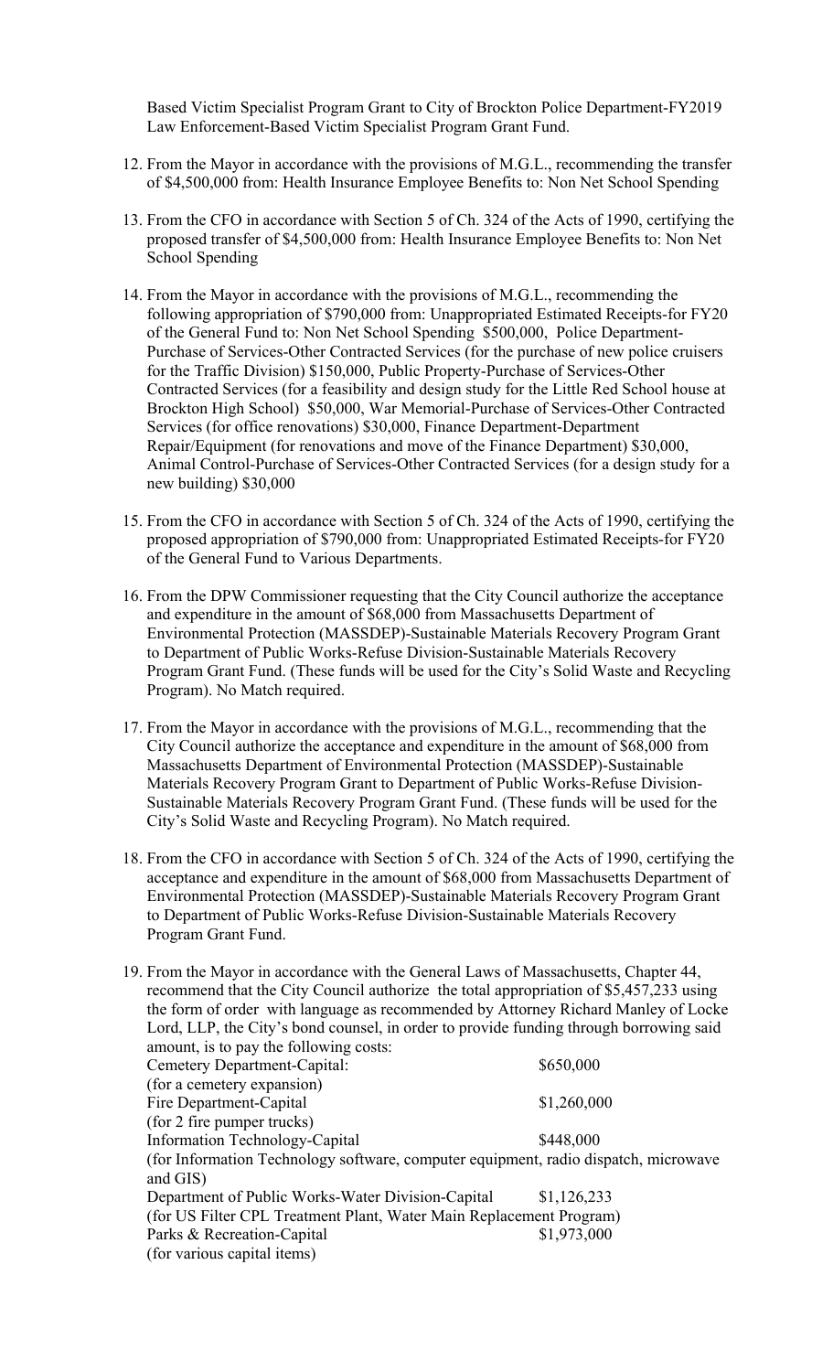Based Victim Specialist Program Grant to City of Brockton Police Department-FY2019 Law Enforcement-Based Victim Specialist Program Grant Fund.

12. From the Mayor in accordance with the provisions of M.G.L., recommending the transfer of $4,500,000 from: Health Insurance Employee Benefits to: Non Net School Spending

13. From the CFO in accordance with Section 5 of Ch. 324 of the Acts of 1990, certifying the proposed transfer of $4,500,000 from: Health Insurance Employee Benefits to: Non Net School Spending

14. From the Mayor in accordance with the provisions of M.G.L., recommending the following appropriation of $790,000 from: Unappropriated Estimated Receipts-for FY20 of the General Fund to: Non Net School Spending $500,000, Police Department-Purchase of Services-Other Contracted Services (for the purchase of new police cruisers for the Traffic Division) $150,000, Public Property-Purchase of Services-Other Contracted Services (for a feasibility and design study for the Little Red School house at Brockton High School) $50,000, War Memorial-Purchase of Services-Other Contracted Services (for office renovations) $30,000, Finance Department-Department Repair/Equipment (for renovations and move of the Finance Department) $30,000, Animal Control-Purchase of Services-Other Contracted Services (for a design study for a new building) $30,000

15. From the CFO in accordance with Section 5 of Ch. 324 of the Acts of 1990, certifying the proposed appropriation of $790,000 from: Unappropriated Estimated Receipts-for FY20 of the General Fund to Various Departments.

16. From the DPW Commissioner requesting that the City Council authorize the acceptance and expenditure in the amount of $68,000 from Massachusetts Department of Environmental Protection (MASSDEP)-Sustainable Materials Recovery Program Grant to Department of Public Works-Refuse Division-Sustainable Materials Recovery Program Grant Fund. (These funds will be used for the City's Solid Waste and Recycling Program). No Match required.

17. From the Mayor in accordance with the provisions of M.G.L., recommending that the City Council authorize the acceptance and expenditure in the amount of $68,000 from Massachusetts Department of Environmental Protection (MASSDEP)-Sustainable Materials Recovery Program Grant to Department of Public Works-Refuse Division-Sustainable Materials Recovery Program Grant Fund. (These funds will be used for the City's Solid Waste and Recycling Program). No Match required.

18. From the CFO in accordance with Section 5 of Ch. 324 of the Acts of 1990, certifying the acceptance and expenditure in the amount of $68,000 from Massachusetts Department of Environmental Protection (MASSDEP)-Sustainable Materials Recovery Program Grant to Department of Public Works-Refuse Division-Sustainable Materials Recovery Program Grant Fund.

19. From the Mayor in accordance with the General Laws of Massachusetts, Chapter 44, recommend that the City Council authorize the total appropriation of $5,457,233 using the form of order with language as recommended by Attorney Richard Manley of Locke Lord, LLP, the City's bond counsel, in order to provide funding through borrowing said amount, is to pay the following costs:
Cemetery Department-Capital: $650,000
(for a cemetery expansion)
Fire Department-Capital $1,260,000
(for 2 fire pumper trucks)
Information Technology-Capital $448,000
(for Information Technology software, computer equipment, radio dispatch, microwave and GIS)
Department of Public Works-Water Division-Capital $1,126,233
(for US Filter CPL Treatment Plant, Water Main Replacement Program)
Parks & Recreation-Capital $1,973,000
(for various capital items)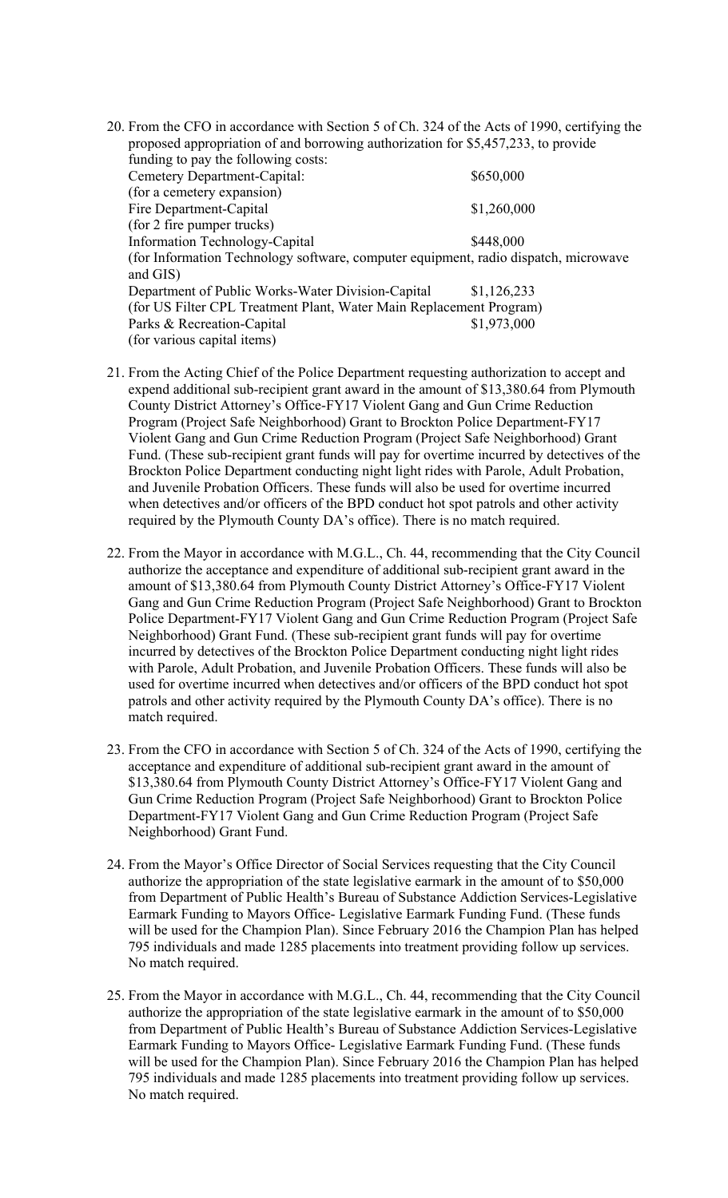20. From the CFO in accordance with Section 5 of Ch. 324 of the Acts of 1990, certifying the proposed appropriation of and borrowing authorization for $5,457,233, to provide funding to pay the following costs:

| | |
|---|---|
| Cemetery Department-Capital: | $650,000 |
| (for a cemetery expansion) | |
| Fire Department-Capital | $1,260,000 |
| (for 2 fire pumper trucks) | |
| Information Technology-Capital | $448,000 |
| (for Information Technology software, computer equipment, radio dispatch, microwave and GIS) | |
| Department of Public Works-Water Division-Capital | $1,126,233 |
| (for US Filter CPL Treatment Plant, Water Main Replacement Program) | |
| Parks & Recreation-Capital | $1,973,000 |
| (for various capital items) | |

21. From the Acting Chief of the Police Department requesting authorization to accept and expend additional sub-recipient grant award in the amount of $13,380.64 from Plymouth County District Attorney's Office-FY17 Violent Gang and Gun Crime Reduction Program (Project Safe Neighborhood) Grant to Brockton Police Department-FY17 Violent Gang and Gun Crime Reduction Program (Project Safe Neighborhood) Grant Fund. (These sub-recipient grant funds will pay for overtime incurred by detectives of the Brockton Police Department conducting night light rides with Parole, Adult Probation, and Juvenile Probation Officers. These funds will also be used for overtime incurred when detectives and/or officers of the BPD conduct hot spot patrols and other activity required by the Plymouth County DA's office). There is no match required.

22. From the Mayor in accordance with M.G.L., Ch. 44, recommending that the City Council authorize the acceptance and expenditure of additional sub-recipient grant award in the amount of $13,380.64 from Plymouth County District Attorney's Office-FY17 Violent Gang and Gun Crime Reduction Program (Project Safe Neighborhood) Grant to Brockton Police Department-FY17 Violent Gang and Gun Crime Reduction Program (Project Safe Neighborhood) Grant Fund. (These sub-recipient grant funds will pay for overtime incurred by detectives of the Brockton Police Department conducting night light rides with Parole, Adult Probation, and Juvenile Probation Officers. These funds will also be used for overtime incurred when detectives and/or officers of the BPD conduct hot spot patrols and other activity required by the Plymouth County DA's office). There is no match required.

23. From the CFO in accordance with Section 5 of Ch. 324 of the Acts of 1990, certifying the acceptance and expenditure of additional sub-recipient grant award in the amount of $13,380.64 from Plymouth County District Attorney's Office-FY17 Violent Gang and Gun Crime Reduction Program (Project Safe Neighborhood) Grant to Brockton Police Department-FY17 Violent Gang and Gun Crime Reduction Program (Project Safe Neighborhood) Grant Fund.

24. From the Mayor's Office Director of Social Services requesting that the City Council authorize the appropriation of the state legislative earmark in the amount of to $50,000 from Department of Public Health's Bureau of Substance Addiction Services-Legislative Earmark Funding to Mayors Office- Legislative Earmark Funding Fund. (These funds will be used for the Champion Plan). Since February 2016 the Champion Plan has helped 795 individuals and made 1285 placements into treatment providing follow up services. No match required.

25. From the Mayor in accordance with M.G.L., Ch. 44, recommending that the City Council authorize the appropriation of the state legislative earmark in the amount of to $50,000 from Department of Public Health's Bureau of Substance Addiction Services-Legislative Earmark Funding to Mayors Office- Legislative Earmark Funding Fund. (These funds will be used for the Champion Plan). Since February 2016 the Champion Plan has helped 795 individuals and made 1285 placements into treatment providing follow up services. No match required.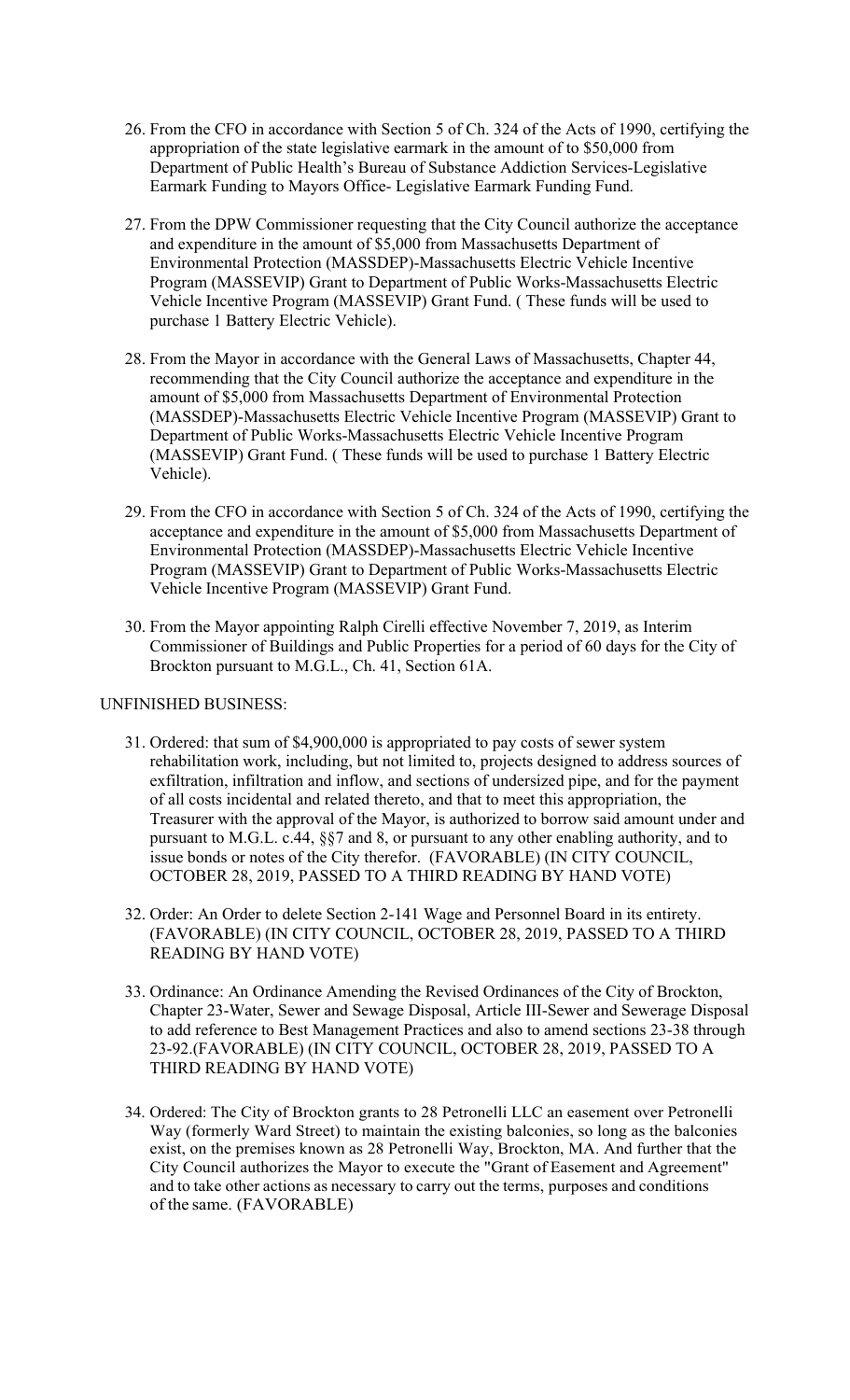26. From the CFO in accordance with Section 5 of Ch. 324 of the Acts of 1990, certifying the appropriation of the state legislative earmark in the amount of to $50,000 from Department of Public Health's Bureau of Substance Addiction Services-Legislative Earmark Funding to Mayors Office- Legislative Earmark Funding Fund.

27. From the DPW Commissioner requesting that the City Council authorize the acceptance and expenditure in the amount of $5,000 from Massachusetts Department of Environmental Protection (MASSDEP)-Massachusetts Electric Vehicle Incentive Program (MASSEVIP) Grant to Department of Public Works-Massachusetts Electric Vehicle Incentive Program (MASSEVIP) Grant Fund. ( These funds will be used to purchase 1 Battery Electric Vehicle).

28. From the Mayor in accordance with the General Laws of Massachusetts, Chapter 44, recommending that the City Council authorize the acceptance and expenditure in the amount of $5,000 from Massachusetts Department of Environmental Protection (MASSDEP)-Massachusetts Electric Vehicle Incentive Program (MASSEVIP) Grant to Department of Public Works-Massachusetts Electric Vehicle Incentive Program (MASSEVIP) Grant Fund. ( These funds will be used to purchase 1 Battery Electric Vehicle).

29. From the CFO in accordance with Section 5 of Ch. 324 of the Acts of 1990, certifying the acceptance and expenditure in the amount of $5,000 from Massachusetts Department of Environmental Protection (MASSDEP)-Massachusetts Electric Vehicle Incentive Program (MASSEVIP) Grant to Department of Public Works-Massachusetts Electric Vehicle Incentive Program (MASSEVIP) Grant Fund.

30. From the Mayor appointing Ralph Cirelli effective November 7, 2019, as Interim Commissioner of Buildings and Public Properties for a period of 60 days for the City of Brockton pursuant to M.G.L., Ch. 41, Section 61A.

UNFINISHED BUSINESS:

31. Ordered: that sum of $4,900,000 is appropriated to pay costs of sewer system rehabilitation work, including, but not limited to, projects designed to address sources of exfiltration, infiltration and inflow, and sections of undersized pipe, and for the payment of all costs incidental and related thereto, and that to meet this appropriation, the Treasurer with the approval of the Mayor, is authorized to borrow said amount under and pursuant to M.G.L. c.44, §§7 and 8, or pursuant to any other enabling authority, and to issue bonds or notes of the City therefor. (FAVORABLE) (IN CITY COUNCIL, OCTOBER 28, 2019, PASSED TO A THIRD READING BY HAND VOTE)

32. Order: An Order to delete Section 2-141 Wage and Personnel Board in its entirety. (FAVORABLE) (IN CITY COUNCIL, OCTOBER 28, 2019, PASSED TO A THIRD READING BY HAND VOTE)

33. Ordinance: An Ordinance Amending the Revised Ordinances of the City of Brockton, Chapter 23-Water, Sewer and Sewage Disposal, Article III-Sewer and Sewerage Disposal to add reference to Best Management Practices and also to amend sections 23-38 through 23-92.(FAVORABLE) (IN CITY COUNCIL, OCTOBER 28, 2019, PASSED TO A THIRD READING BY HAND VOTE)

34. Ordered: The City of Brockton grants to 28 Petronelli LLC an easement over Petronelli Way (formerly Ward Street) to maintain the existing balconies, so long as the balconies exist, on the premises known as 28 Petronelli Way, Brockton, MA. And further that the City Council authorizes the Mayor to execute the "Grant of Easement and Agreement" and to take other actions as necessary to carry out the terms, purposes and conditions of the same. (FAVORABLE)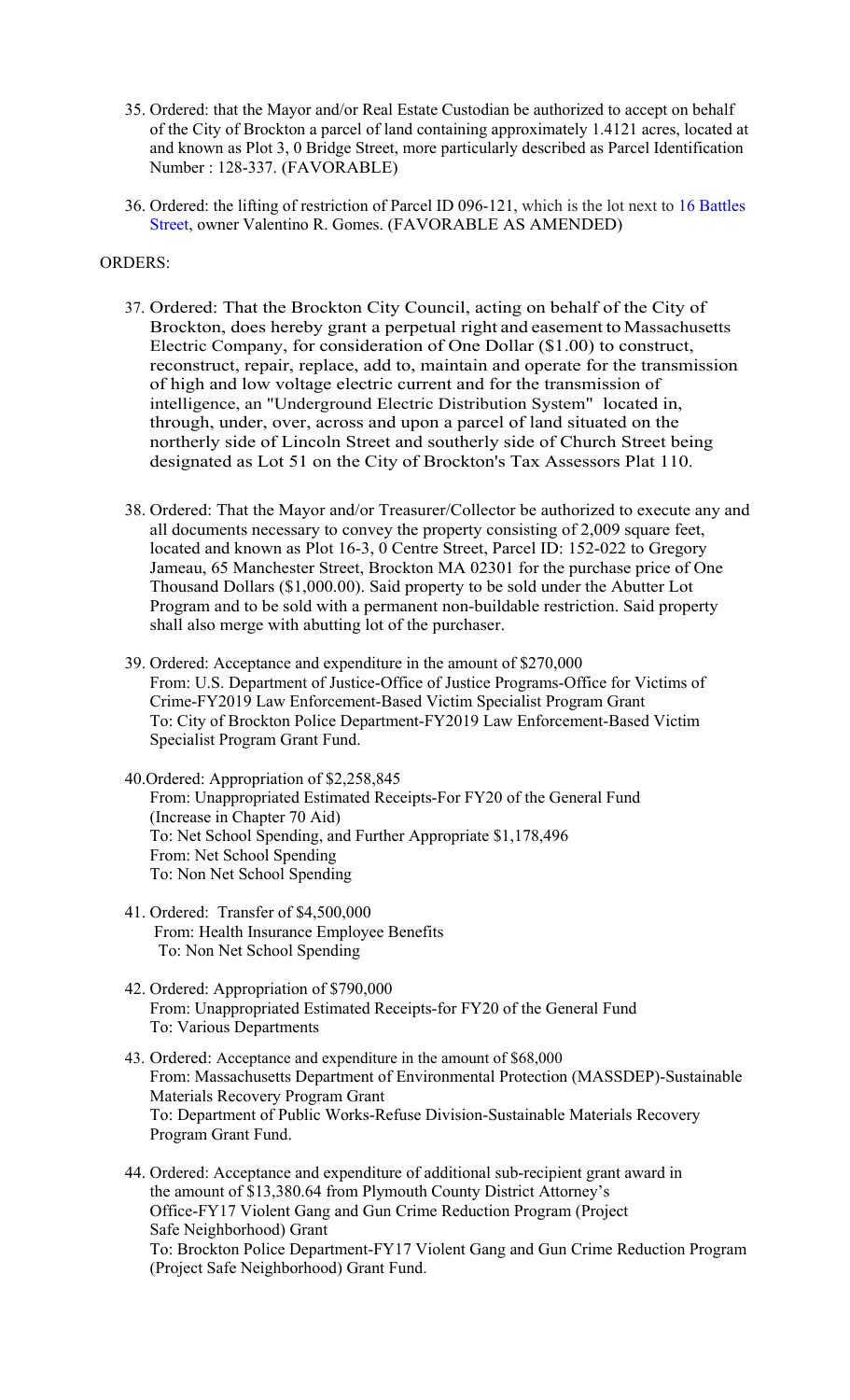35. Ordered: that the Mayor and/or Real Estate Custodian be authorized to accept on behalf of the City of Brockton a parcel of land containing approximately 1.4121 acres, located at and known as Plot 3, 0 Bridge Street, more particularly described as Parcel Identification Number : 128-337. (FAVORABLE)

36. Ordered: the lifting of restriction of Parcel ID 096-121, which is the lot next to 16 Battles Street, owner Valentino R. Gomes. (FAVORABLE AS AMENDED)

ORDERS:

37. Ordered: That the Brockton City Council, acting on behalf of the City of Brockton, does hereby grant a perpetual right and easement to Massachusetts Electric Company, for consideration of One Dollar ($1.00) to construct, reconstruct, repair, replace, add to, maintain and operate for the transmission of high and low voltage electric current and for the transmission of intelligence, an "Underground Electric Distribution System" located in, through, under, over, across and upon a parcel of land situated on the northerly side of Lincoln Street and southerly side of Church Street being designated as Lot 51 on the City of Brockton's Tax Assessors Plat 110.

38. Ordered: That the Mayor and/or Treasurer/Collector be authorized to execute any and all documents necessary to convey the property consisting of 2,009 square feet, located and known as Plot 16-3, 0 Centre Street, Parcel ID: 152-022 to Gregory Jameau, 65 Manchester Street, Brockton MA 02301 for the purchase price of One Thousand Dollars ($1,000.00). Said property to be sold under the Abutter Lot Program and to be sold with a permanent non-buildable restriction. Said property shall also merge with abutting lot of the purchaser.

39. Ordered: Acceptance and expenditure in the amount of $270,000
From: U.S. Department of Justice-Office of Justice Programs-Office for Victims of Crime-FY2019 Law Enforcement-Based Victim Specialist Program Grant
To: City of Brockton Police Department-FY2019 Law Enforcement-Based Victim Specialist Program Grant Fund.

40. Ordered: Appropriation of $2,258,845
From: Unappropriated Estimated Receipts-For FY20 of the General Fund (Increase in Chapter 70 Aid)
To: Net School Spending, and Further Appropriate $1,178,496
From: Net School Spending
To: Non Net School Spending

41. Ordered: Transfer of $4,500,000
From: Health Insurance Employee Benefits
To: Non Net School Spending

42. Ordered: Appropriation of $790,000
From: Unappropriated Estimated Receipts-for FY20 of the General Fund
To: Various Departments

43. Ordered: Acceptance and expenditure in the amount of $68,000
From: Massachusetts Department of Environmental Protection (MASSDEP)-Sustainable Materials Recovery Program Grant
To: Department of Public Works-Refuse Division-Sustainable Materials Recovery Program Grant Fund.

44. Ordered: Acceptance and expenditure of additional sub-recipient grant award in the amount of $13,380.64 from Plymouth County District Attorney's Office-FY17 Violent Gang and Gun Crime Reduction Program (Project Safe Neighborhood) Grant
To: Brockton Police Department-FY17 Violent Gang and Gun Crime Reduction Program (Project Safe Neighborhood) Grant Fund.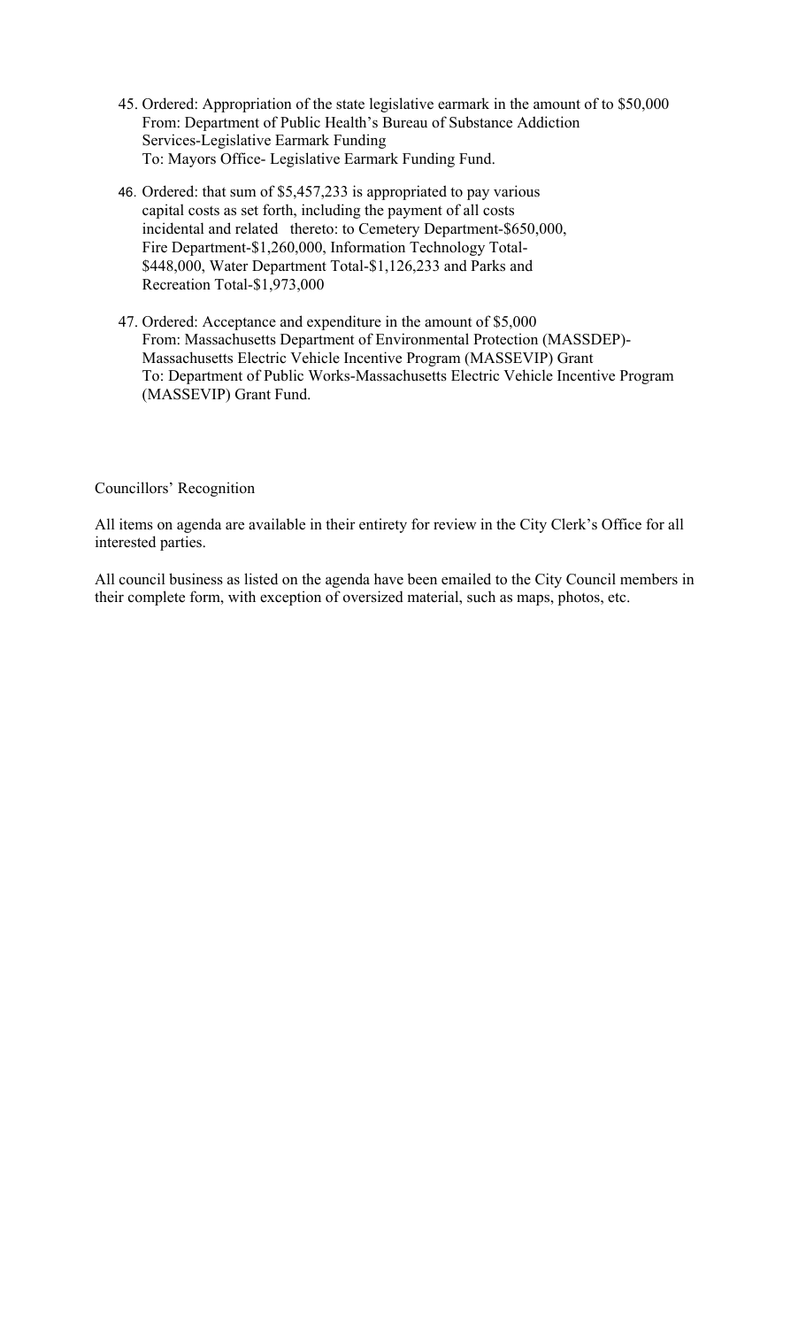45. Ordered: Appropriation of the state legislative earmark in the amount of to $50,000
    From: Department of Public Health's Bureau of Substance Addiction Services-Legislative Earmark Funding
    To: Mayors Office- Legislative Earmark Funding Fund.

46. Ordered: that sum of $5,457,233 is appropriated to pay various capital costs as set forth, including the payment of all costs incidental and related thereto: to Cemetery Department-$650,000, Fire Department-$1,260,000, Information Technology Total-$448,000, Water Department Total-$1,126,233 and Parks and Recreation Total-$1,973,000

47. Ordered: Acceptance and expenditure in the amount of $5,000
    From: Massachusetts Department of Environmental Protection (MASSDEP)-Massachusetts Electric Vehicle Incentive Program (MASSEVIP) Grant
    To: Department of Public Works-Massachusetts Electric Vehicle Incentive Program (MASSEVIP) Grant Fund.

Councillors' Recognition

All items on agenda are available in their entirety for review in the City Clerk's Office for all interested parties.

All council business as listed on the agenda have been emailed to the City Council members in their complete form, with exception of oversized material, such as maps, photos, etc.